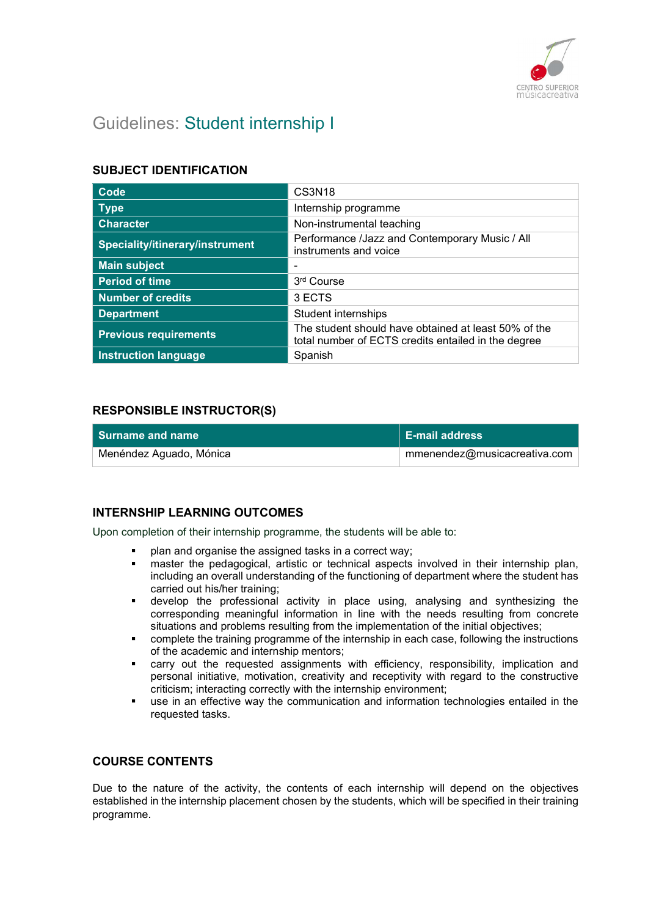# Guidelines: Student internship I

## SUBJECT IDENTIFICATION

| | |
|---|---|
| **Code** | CS3N18 |
| **Type** | Internship programme |
| **Character** | Non-instrumental teaching |
| **Speciality/itinerary/instrument** | Performance /Jazz and Contemporary Music / All instruments and voice |
| **Main subject** | - |
| **Period of time** | 3rd Course |
| **Number of credits** | 3 ECTS |
| **Department** | Student internships |
| **Previous requirements** | The student should have obtained at least 50% of the total number of ECTS credits entailed in the degree |
| **Instruction language** | Spanish |

## RESPONSIBLE INSTRUCTOR(S)

| Surname and name | E-mail address |
|---|---|
| Menéndez Aguado, Mónica | mmenendez@musicacreativa.com |

## INTERNSHIP LEARNING OUTCOMES

Upon completion of their internship programme, the students will be able to:

- plan and organise the assigned tasks in a correct way;
- master the pedagogical, artistic or technical aspects involved in their internship plan, including an overall understanding of the functioning of department where the student has carried out his/her training;
- develop the professional activity in place using, analysing and synthesizing the corresponding meaningful information in line with the needs resulting from concrete situations and problems resulting from the implementation of the initial objectives;
- complete the training programme of the internship in each case, following the instructions of the academic and internship mentors;
- carry out the requested assignments with efficiency, responsibility, implication and personal initiative, motivation, creativity and receptivity with regard to the constructive criticism; interacting correctly with the internship environment;
- use in an effective way the communication and information technologies entailed in the requested tasks.

## COURSE CONTENTS

Due to the nature of the activity, the contents of each internship will depend on the objectives established in the internship placement chosen by the students, which will be specified in their training programme.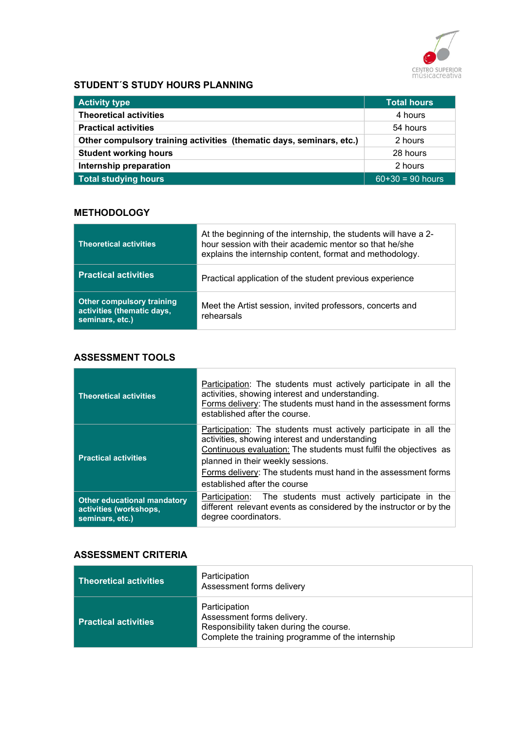## STUDENT´S STUDY HOURS PLANNING

| Activity type | Total hours |
|---|---|
| **Theoretical activities** | 4 hours |
| **Practical activities** | 54 hours |
| **Other compulsory training activities (thematic days, seminars, etc.)** | 2 hours |
| **Student working hours** | 28 hours |
| **Internship preparation** | 2 hours |
| **Total studying hours** | 60+30 = 90 hours |

## METHODOLOGY

| | |
|---|---|
| **Theoretical activities** | At the beginning of the internship, the students will have a 2-hour session with their academic mentor so that he/she explains the internship content, format and methodology. |
| **Practical activities** | Practical application of the student previous experience |
| **Other compulsory training activities (thematic days, seminars, etc.)** | Meet the Artist session, invited professors, concerts and rehearsals |

## ASSESSMENT TOOLS

| | |
|---|---|
| **Theoretical activities** | Participation: The students must actively participate in all the activities, showing interest and understanding.<br>Forms delivery: The students must hand in the assessment forms established after the course. |
| **Practical activities** | Participation: The students must actively participate in all the activities, showing interest and understanding<br>Continuous evaluation: The students must fulfil the objectives as planned in their weekly sessions.<br>Forms delivery: The students must hand in the assessment forms established after the course |
| **Other educational mandatory activities (workshops, seminars, etc.)** | Participation: The students must actively participate in the different relevant events as considered by the instructor or by the degree coordinators. |

## ASSESSMENT CRITERIA

| | |
|---|---|
| **Theoretical activities** | Participation<br>Assessment forms delivery |
| **Practical activities** | Participation<br>Assessment forms delivery.<br>Responsibility taken during the course.<br>Complete the training programme of the internship |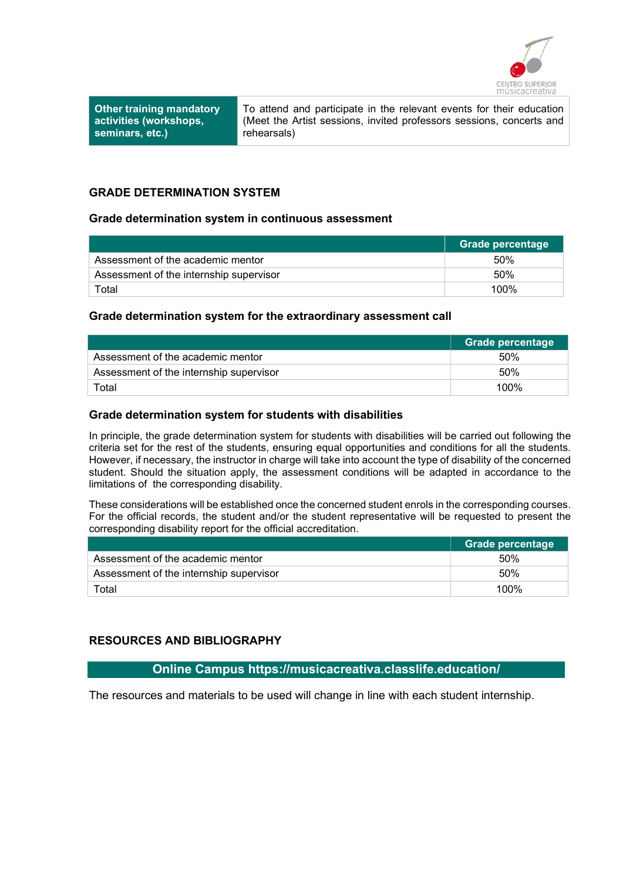| | |
|---|---|
| **Other training mandatory activities (workshops, seminars, etc.)** | To attend and participate in the relevant events for their education (Meet the Artist sessions, invited professors sessions, concerts and rehearsals) |

## GRADE DETERMINATION SYSTEM

### Grade determination system in continuous assessment

| | Grade percentage |
|---|---|
| Assessment of the academic mentor | 50% |
| Assessment of the internship supervisor | 50% |
| Total | 100% |

### Grade determination system for the extraordinary assessment call

| | Grade percentage |
|---|---|
| Assessment of the academic mentor | 50% |
| Assessment of the internship supervisor | 50% |
| Total | 100% |

### Grade determination system for students with disabilities

In principle, the grade determination system for students with disabilities will be carried out following the criteria set for the rest of the students, ensuring equal opportunities and conditions for all the students. However, if necessary, the instructor in charge will take into account the type of disability of the concerned student. Should the situation apply, the assessment conditions will be adapted in accordance to the limitations of the corresponding disability.

These considerations will be established once the concerned student enrols in the corresponding courses. For the official records, the student and/or the student representative will be requested to present the corresponding disability report for the official accreditation.

| | Grade percentage |
|---|---|
| Assessment of the academic mentor | 50% |
| Assessment of the internship supervisor | 50% |
| Total | 100% |

## RESOURCES AND BIBLIOGRAPHY

**Online Campus https://musicacreativa.classlife.education/**

The resources and materials to be used will change in line with each student internship.